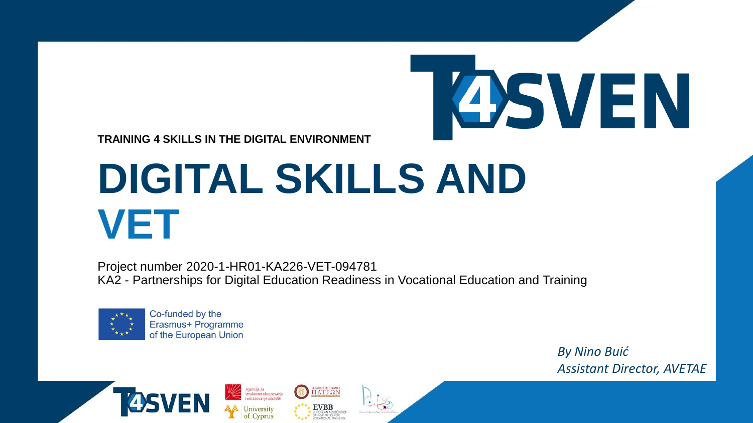TRAINING 4 SKILLS IN THE DIGITAL ENVIRONMENT

# DIGITAL SKILLS AND VET

Project number 2020-1-HR01-KA226-VET-094781
KA2 - Partnerships for Digital Education Readiness in Vocational Education and Training

Co-funded by the Erasmus+ Programme of the European Union

*By Nino Buić*
*Assistant Director, AVETAE*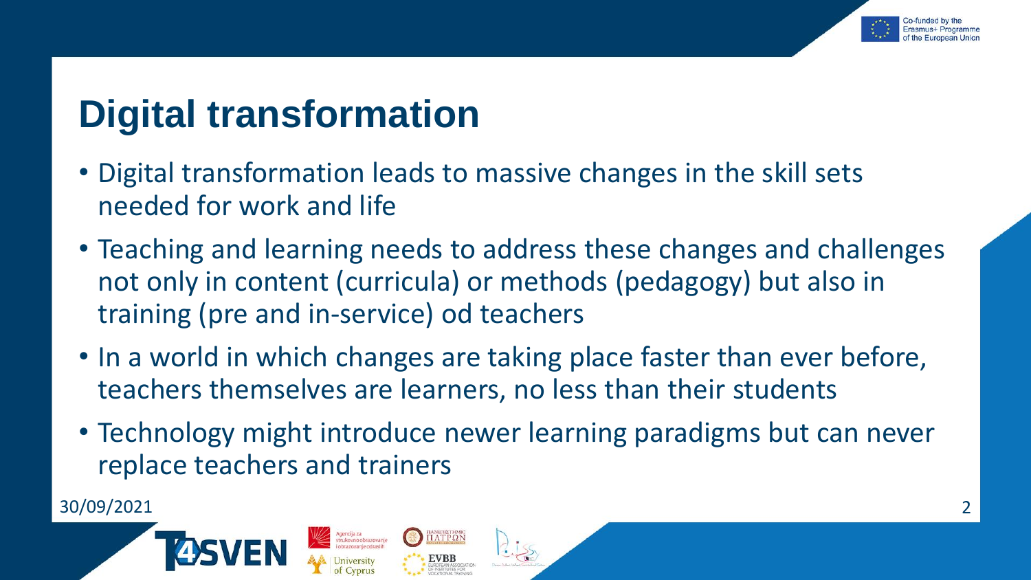# Digital transformation

- Digital transformation leads to massive changes in the skill sets needed for work and life
- Teaching and learning needs to address these changes and challenges not only in content (curricula) or methods (pedagogy) but also in training (pre and in-service) od teachers
- In a world in which changes are taking place faster than ever before, teachers themselves are learners, no less than their students
- Technology might introduce newer learning paradigms but can never replace teachers and trainers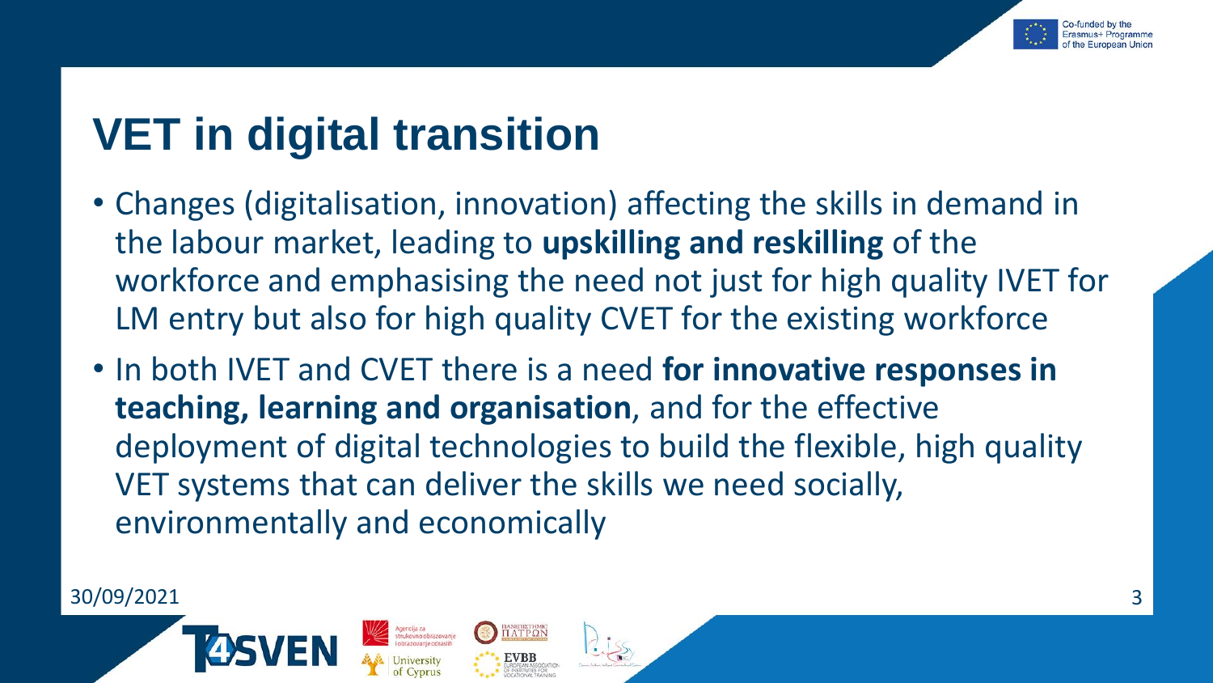# VET in digital transition

- Changes (digitalisation, innovation) affecting the skills in demand in the labour market, leading to **upskilling and reskilling** of the workforce and emphasising the need not just for high quality IVET for LM entry but also for high quality CVET for the existing workforce
- In both IVET and CVET there is a need **for innovative responses in teaching, learning and organisation**, and for the effective deployment of digital technologies to build the flexible, high quality VET systems that can deliver the skills we need socially, environmentally and economically

30/09/2021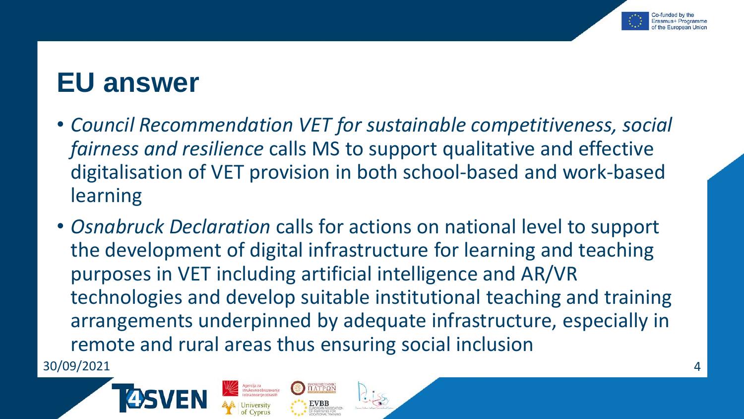# EU answer

- *Council Recommendation VET for sustainable competitiveness, social fairness and resilience* calls MS to support qualitative and effective digitalisation of VET provision in both school-based and work-based learning
- *Osnabruck Declaration* calls for actions on national level to support the development of digital infrastructure for learning and teaching purposes in VET including artificial intelligence and AR/VR technologies and develop suitable institutional teaching and training arrangements underpinned by adequate infrastructure, especially in remote and rural areas thus ensuring social inclusion

30/09/2021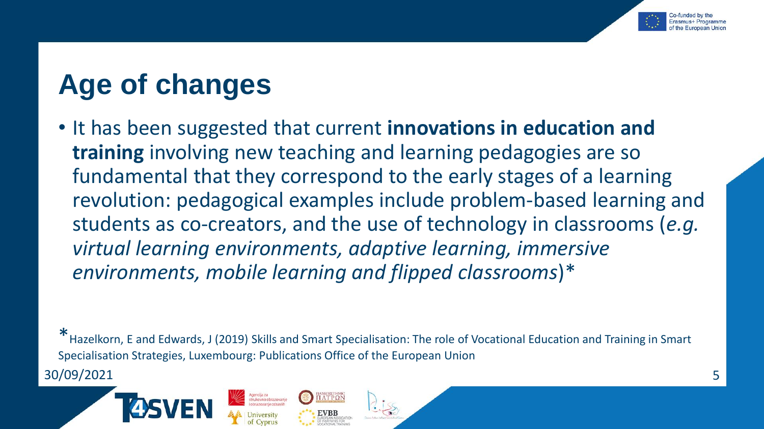# Age of changes

- It has been suggested that current **innovations in education and training** involving new teaching and learning pedagogies are so fundamental that they correspond to the early stages of a learning revolution: pedagogical examples include problem-based learning and students as co-creators, and the use of technology in classrooms (*e.g. virtual learning environments, adaptive learning, immersive environments, mobile learning and flipped classrooms*)*

*Hazelkorn, E and Edwards, J (2019) Skills and Smart Specialisation: The role of Vocational Education and Training in Smart Specialisation Strategies, Luxembourg: Publications Office of the European Union

30/09/2021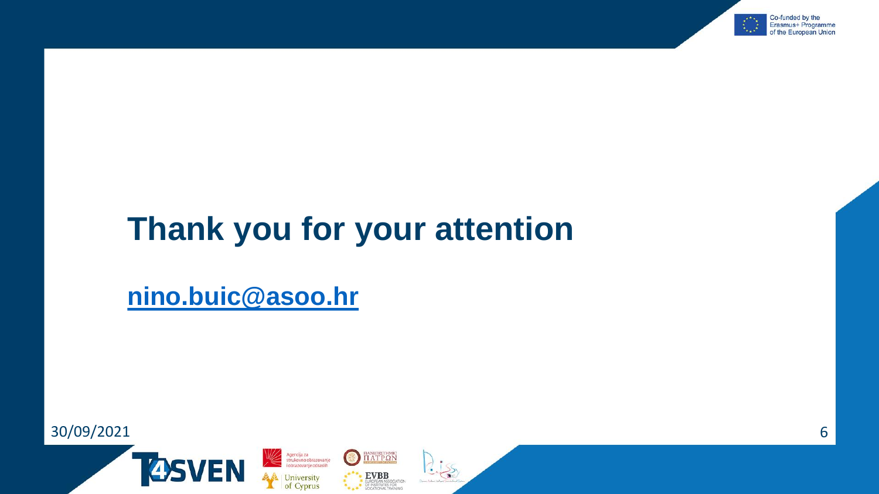# Thank you for your attention

**nino.buic@asoo.hr**

30/09/2021